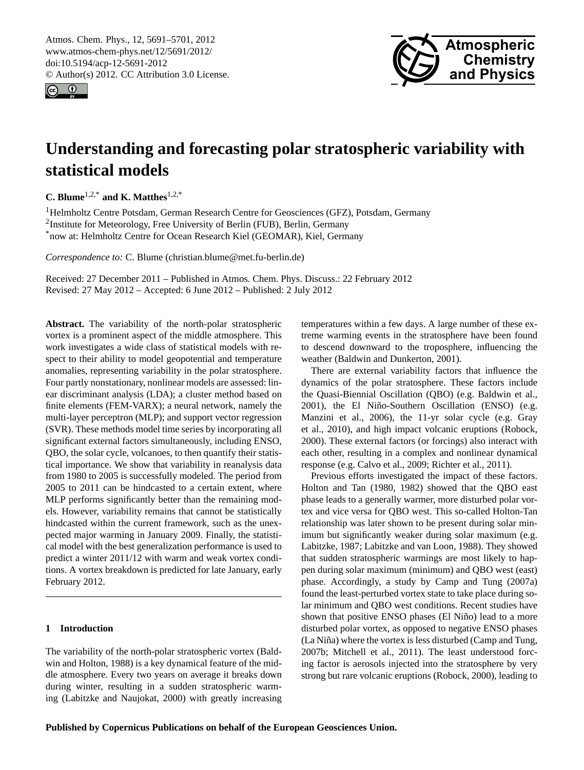# Understanding and forecasting polar stratospheric variability with statistical models

**C. Blume**[1,2,*] **and K. Matthes**[1,2,*]

[1]Helmholtz Centre Potsdam, German Research Centre for Geosciences (GFZ), Potsdam, Germany
[2]Institute for Meteorology, Free University of Berlin (FUB), Berlin, Germany
[*]now at: Helmholtz Centre for Ocean Research Kiel (GEOMAR), Kiel, Germany

*Correspondence to:* C. Blume (christian.blume@met.fu-berlin.de)

Received: 27 December 2011 – Published in Atmos. Chem. Phys. Discuss.: 22 February 2012
Revised: 27 May 2012 – Accepted: 6 June 2012 – Published: 2 July 2012

**Abstract.** The variability of the north-polar stratospheric vortex is a prominent aspect of the middle atmosphere. This work investigates a wide class of statistical models with respect to their ability to model geopotential and temperature anomalies, representing variability in the polar stratosphere. Four partly nonstationary, nonlinear models are assessed: linear discriminant analysis (LDA); a cluster method based on finite elements (FEM-VARX); a neural network, namely the multi-layer perceptron (MLP); and support vector regression (SVR). These methods model time series by incorporating all significant external factors simultaneously, including ENSO, QBO, the solar cycle, volcanoes, to then quantify their statistical importance. We show that variability in reanalysis data from 1980 to 2005 is successfully modeled. The period from 2005 to 2011 can be hindcasted to a certain extent, where MLP performs significantly better than the remaining models. However, variability remains that cannot be statistically hindcasted within the current framework, such as the unexpected major warming in January 2009. Finally, the statistical model with the best generalization performance is used to predict a winter 2011/12 with warm and weak vortex conditions. A vortex breakdown is predicted for late January, early February 2012.

## 1 Introduction

The variability of the north-polar stratospheric vortex (Baldwin and Holton, 1988) is a key dynamical feature of the middle atmosphere. Every two years on average it breaks down during winter, resulting in a sudden stratospheric warming (Labitzke and Naujokat, 2000) with greatly increasing temperatures within a few days. A large number of these extreme warming events in the stratosphere have been found to descend downward to the troposphere, influencing the weather (Baldwin and Dunkerton, 2001).

There are external variability factors that influence the dynamics of the polar stratosphere. These factors include the Quasi-Biennial Oscillation (QBO) (e.g. Baldwin et al., 2001), the El Niño-Southern Oscillation (ENSO) (e.g. Manzini et al., 2006), the 11-yr solar cycle (e.g. Gray et al., 2010), and high impact volcanic eruptions (Robock, 2000). These external factors (or forcings) also interact with each other, resulting in a complex and nonlinear dynamical response (e.g. Calvo et al., 2009; Richter et al., 2011).

Previous efforts investigated the impact of these factors. Holton and Tan (1980, 1982) showed that the QBO east phase leads to a generally warmer, more disturbed polar vortex and vice versa for QBO west. This so-called Holton-Tan relationship was later shown to be present during solar minimum but significantly weaker during solar maximum (e.g. Labitzke, 1987; Labitzke and van Loon, 1988). They showed that sudden stratospheric warmings are most likely to happen during solar maximum (minimum) and QBO west (east) phase. Accordingly, a study by Camp and Tung (2007a) found the least-perturbed vortex state to take place during solar minimum and QBO west conditions. Recent studies have shown that positive ENSO phases (El Niño) lead to a more disturbed polar vortex, as opposed to negative ENSO phases (La Niña) where the vortex is less disturbed (Camp and Tung, 2007b; Mitchell et al., 2011). The least understood forcing factor is aerosols injected into the stratosphere by very strong but rare volcanic eruptions (Robock, 2000), leading to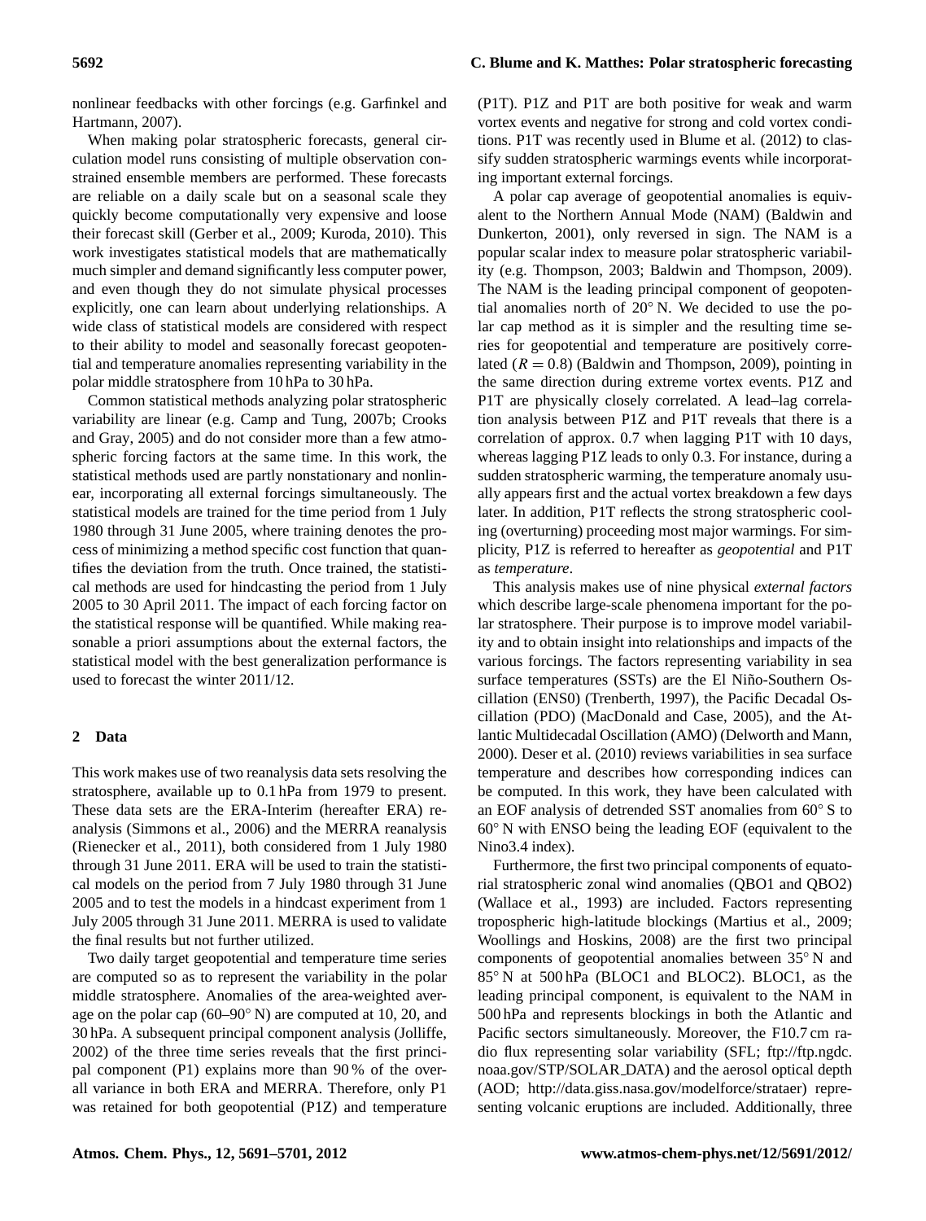nonlinear feedbacks with other forcings (e.g. Garfinkel and Hartmann, 2007).

When making polar stratospheric forecasts, general circulation model runs consisting of multiple observation constrained ensemble members are performed. These forecasts are reliable on a daily scale but on a seasonal scale they quickly become computationally very expensive and loose their forecast skill (Gerber et al., 2009; Kuroda, 2010). This work investigates statistical models that are mathematically much simpler and demand significantly less computer power, and even though they do not simulate physical processes explicitly, one can learn about underlying relationships. A wide class of statistical models are considered with respect to their ability to model and seasonally forecast geopotential and temperature anomalies representing variability in the polar middle stratosphere from 10 hPa to 30 hPa.

Common statistical methods analyzing polar stratospheric variability are linear (e.g. Camp and Tung, 2007b; Crooks and Gray, 2005) and do not consider more than a few atmospheric forcing factors at the same time. In this work, the statistical methods used are partly nonstationary and nonlinear, incorporating all external forcings simultaneously. The statistical models are trained for the time period from 1 July 1980 through 31 June 2005, where training denotes the process of minimizing a method specific cost function that quantifies the deviation from the truth. Once trained, the statistical methods are used for hindcasting the period from 1 July 2005 to 30 April 2011. The impact of each forcing factor on the statistical response will be quantified. While making reasonable a priori assumptions about the external factors, the statistical model with the best generalization performance is used to forecast the winter 2011/12.

## 2 Data

This work makes use of two reanalysis data sets resolving the stratosphere, available up to 0.1 hPa from 1979 to present. These data sets are the ERA-Interim (hereafter ERA) reanalysis (Simmons et al., 2006) and the MERRA reanalysis (Rienecker et al., 2011), both considered from 1 July 1980 through 31 June 2011. ERA will be used to train the statistical models on the period from 7 July 1980 through 31 June 2005 and to test the models in a hindcast experiment from 1 July 2005 through 31 June 2011. MERRA is used to validate the final results but not further utilized.

Two daily target geopotential and temperature time series are computed so as to represent the variability in the polar middle stratosphere. Anomalies of the area-weighted average on the polar cap (60–90° N) are computed at 10, 20, and 30 hPa. A subsequent principal component analysis (Jolliffe, 2002) of the three time series reveals that the first principal component (P1) explains more than 90 % of the overall variance in both ERA and MERRA. Therefore, only P1 was retained for both geopotential (P1Z) and temperature (P1T). P1Z and P1T are both positive for weak and warm vortex events and negative for strong and cold vortex conditions. P1T was recently used in Blume et al. (2012) to classify sudden stratospheric warmings events while incorporating important external forcings.

A polar cap average of geopotential anomalies is equivalent to the Northern Annual Mode (NAM) (Baldwin and Dunkerton, 2001), only reversed in sign. The NAM is a popular scalar index to measure polar stratospheric variability (e.g. Thompson, 2003; Baldwin and Thompson, 2009). The NAM is the leading principal component of geopotential anomalies north of 20° N. We decided to use the polar cap method as it is simpler and the resulting time series for geopotential and temperature are positively correlated ($R = 0.8$) (Baldwin and Thompson, 2009), pointing in the same direction during extreme vortex events. P1Z and P1T are physically closely correlated. A lead–lag correlation analysis between P1Z and P1T reveals that there is a correlation of approx. 0.7 when lagging P1T with 10 days, whereas lagging P1Z leads to only 0.3. For instance, during a sudden stratospheric warming, the temperature anomaly usually appears first and the actual vortex breakdown a few days later. In addition, P1T reflects the strong stratospheric cooling (overturning) proceeding most major warmings. For simplicity, P1Z is referred to hereafter as *geopotential* and P1T as *temperature*.

This analysis makes use of nine physical *external factors* which describe large-scale phenomena important for the polar stratosphere. Their purpose is to improve model variability and to obtain insight into relationships and impacts of the various forcings. The factors representing variability in sea surface temperatures (SSTs) are the El Niño-Southern Oscillation (ENS0) (Trenberth, 1997), the Pacific Decadal Oscillation (PDO) (MacDonald and Case, 2005), and the Atlantic Multidecadal Oscillation (AMO) (Delworth and Mann, 2000). Deser et al. (2010) reviews variabilities in sea surface temperature and describes how corresponding indices can be computed. In this work, they have been calculated with an EOF analysis of detrended SST anomalies from 60° S to 60° N with ENSO being the leading EOF (equivalent to the Nino3.4 index).

Furthermore, the first two principal components of equatorial stratospheric zonal wind anomalies (QBO1 and QBO2) (Wallace et al., 1993) are included. Factors representing tropospheric high-latitude blockings (Martius et al., 2009; Woollings and Hoskins, 2008) are the first two principal components of geopotential anomalies between 35° N and 85° N at 500 hPa (BLOC1 and BLOC2). BLOC1, as the leading principal component, is equivalent to the NAM in 500 hPa and represents blockings in both the Atlantic and Pacific sectors simultaneously. Moreover, the F10.7 cm radio flux representing solar variability (SFL; ftp://ftp.ngdc.noaa.gov/STP/SOLAR_DATA) and the aerosol optical depth (AOD; http://data.giss.nasa.gov/modelforce/strataer) representing volcanic eruptions are included. Additionally, three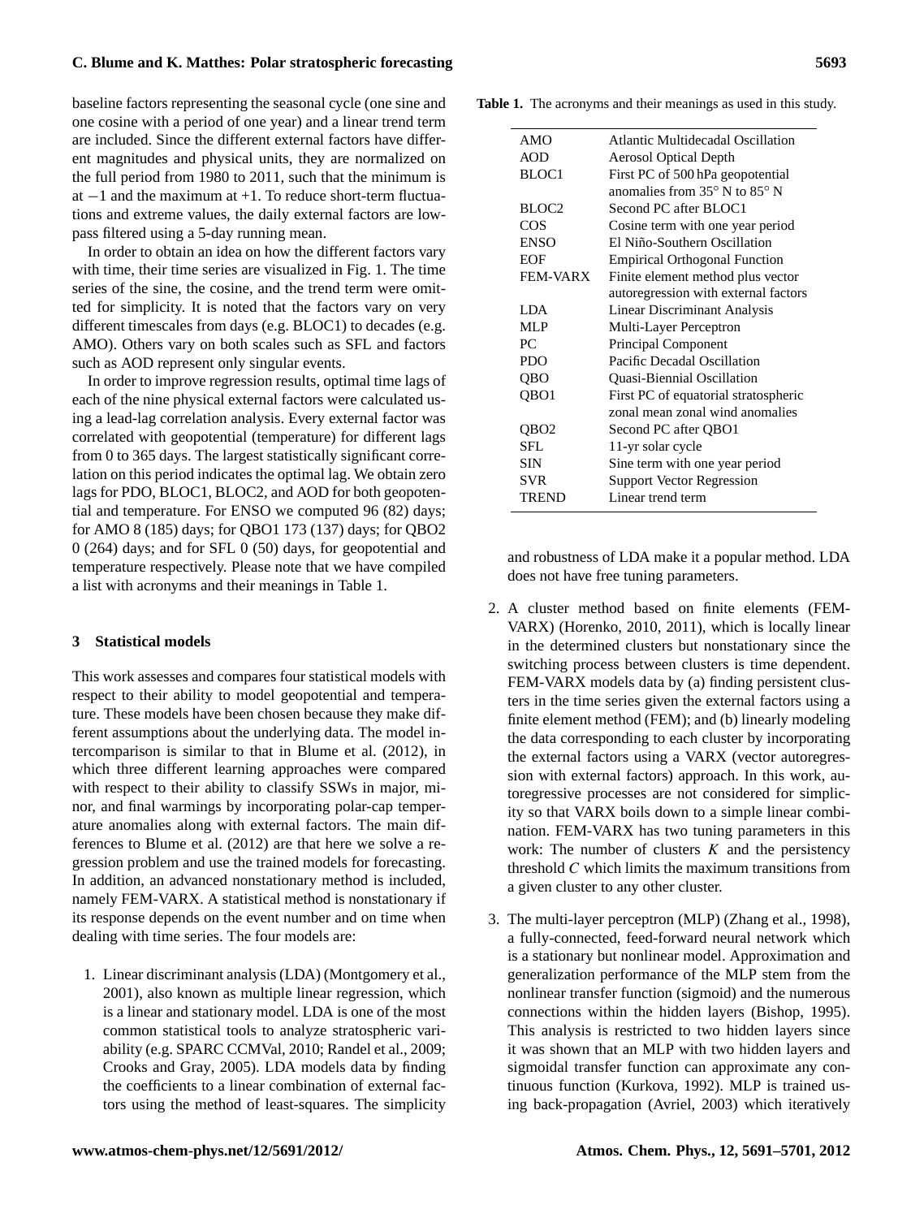baseline factors representing the seasonal cycle (one sine and one cosine with a period of one year) and a linear trend term are included. Since the different external factors have different magnitudes and physical units, they are normalized on the full period from 1980 to 2011, such that the minimum is at $-1$ and the maximum at $+1$. To reduce short-term fluctuations and extreme values, the daily external factors are low-pass filtered using a 5-day running mean.

In order to obtain an idea on how the different factors vary with time, their time series are visualized in Fig. 1. The time series of the sine, the cosine, and the trend term were omitted for simplicity. It is noted that the factors vary on very different timescales from days (e.g. BLOC1) to decades (e.g. AMO). Others vary on both scales such as SFL and factors such as AOD represent only singular events.

In order to improve regression results, optimal time lags of each of the nine physical external factors were calculated using a lead-lag correlation analysis. Every external factor was correlated with geopotential (temperature) for different lags from 0 to 365 days. The largest statistically significant correlation on this period indicates the optimal lag. We obtain zero lags for PDO, BLOC1, BLOC2, and AOD for both geopotential and temperature. For ENSO we computed 96 (82) days; for AMO 8 (185) days; for QBO1 173 (137) days; for QBO2 0 (264) days; and for SFL 0 (50) days, for geopotential and temperature respectively. Please note that we have compiled a list with acronyms and their meanings in Table 1.

**Table 1.** The acronyms and their meanings as used in this study.

| Acronym | Meaning |
|---|---|
| AMO | Atlantic Multidecadal Oscillation |
| AOD | Aerosol Optical Depth |
| BLOC1 | First PC of 500 hPa geopotential anomalies from 35° N to 85° N |
| BLOC2 | Second PC after BLOC1 |
| COS | Cosine term with one year period |
| ENSO | El Niño-Southern Oscillation |
| EOF | Empirical Orthogonal Function |
| FEM-VARX | Finite element method plus vector autoregression with external factors |
| LDA | Linear Discriminant Analysis |
| MLP | Multi-Layer Perceptron |
| PC | Principal Component |
| PDO | Pacific Decadal Oscillation |
| QBO | Quasi-Biennial Oscillation |
| QBO1 | First PC of equatorial stratospheric zonal mean zonal wind anomalies |
| QBO2 | Second PC after QBO1 |
| SFL | 11-yr solar cycle |
| SIN | Sine term with one year period |
| SVR | Support Vector Regression |
| TREND | Linear trend term |

## 3 Statistical models

This work assesses and compares four statistical models with respect to their ability to model geopotential and temperature. These models have been chosen because they make different assumptions about the underlying data. The model intercomparison is similar to that in Blume et al. (2012), in which three different learning approaches were compared with respect to their ability to classify SSWs in major, minor, and final warmings by incorporating polar-cap temperature anomalies along with external factors. The main differences to Blume et al. (2012) are that here we solve a regression problem and use the trained models for forecasting. In addition, an advanced nonstationary method is included, namely FEM-VARX. A statistical method is nonstationary if its response depends on the event number and on time when dealing with time series. The four models are:

1. Linear discriminant analysis (LDA) (Montgomery et al., 2001), also known as multiple linear regression, which is a linear and stationary model. LDA is one of the most common statistical tools to analyze stratospheric variability (e.g. SPARC CCMVal, 2010; Randel et al., 2009; Crooks and Gray, 2005). LDA models data by finding the coefficients to a linear combination of external factors using the method of least-squares. The simplicity and robustness of LDA make it a popular method. LDA does not have free tuning parameters.

2. A cluster method based on finite elements (FEM-VARX) (Horenko, 2010, 2011), which is locally linear in the determined clusters but nonstationary since the switching process between clusters is time dependent. FEM-VARX models data by (a) finding persistent clusters in the time series given the external factors using a finite element method (FEM); and (b) linearly modeling the data corresponding to each cluster by incorporating the external factors using a VARX (vector autoregression with external factors) approach. In this work, autoregressive processes are not considered for simplicity so that VARX boils down to a simple linear combination. FEM-VARX has two tuning parameters in this work: The number of clusters $K$ and the persistency threshold $C$ which limits the maximum transitions from a given cluster to any other cluster.

3. The multi-layer perceptron (MLP) (Zhang et al., 1998), a fully-connected, feed-forward neural network which is a stationary but nonlinear model. Approximation and generalization performance of the MLP stem from the nonlinear transfer function (sigmoid) and the numerous connections within the hidden layers (Bishop, 1995). This analysis is restricted to two hidden layers since it was shown that an MLP with two hidden layers and sigmoidal transfer function can approximate any continuous function (Kurkova, 1992). MLP is trained using back-propagation (Avriel, 2003) which iteratively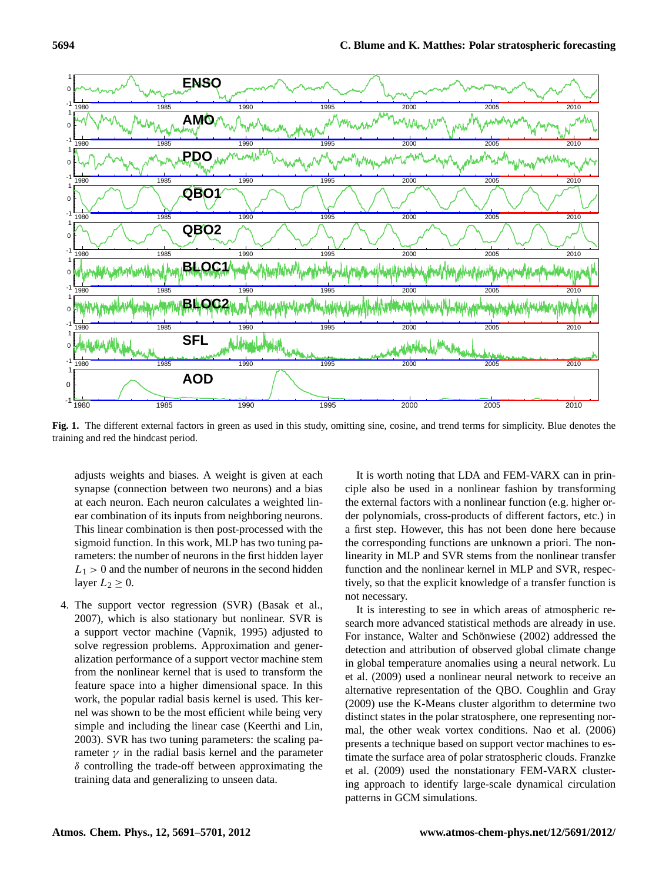**Fig. 1.** The different external factors in green as used in this study, omitting sine, cosine, and trend terms for simplicity. Blue denotes the training and red the hindcast period.

adjusts weights and biases. A weight is given at each synapse (connection between two neurons) and a bias at each neuron. Each neuron calculates a weighted linear combination of its inputs from neighboring neurons. This linear combination is then post-processed with the sigmoid function. In this work, MLP has two tuning parameters: the number of neurons in the first hidden layer $L_1 > 0$ and the number of neurons in the second hidden layer $L_2 \geq 0$.

4. The support vector regression (SVR) (Basak et al., 2007), which is also stationary but nonlinear. SVR is a support vector machine (Vapnik, 1995) adjusted to solve regression problems. Approximation and generalization performance of a support vector machine stem from the nonlinear kernel that is used to transform the feature space into a higher dimensional space. In this work, the popular radial basis kernel is used. This kernel was shown to be the most efficient while being very simple and including the linear case (Keerthi and Lin, 2003). SVR has two tuning parameters: the scaling parameter $\gamma$ in the radial basis kernel and the parameter $\delta$ controlling the trade-off between approximating the training data and generalizing to unseen data.

It is worth noting that LDA and FEM-VARX can in principle also be used in a nonlinear fashion by transforming the external factors with a nonlinear function (e.g. higher order polynomials, cross-products of different factors, etc.) in a first step. However, this has not been done here because the corresponding functions are unknown a priori. The nonlinearity in MLP and SVR stems from the nonlinear transfer function and the nonlinear kernel in MLP and SVR, respectively, so that the explicit knowledge of a transfer function is not necessary.

It is interesting to see in which areas of atmospheric research more advanced statistical methods are already in use. For instance, Walter and Schönwiese (2002) addressed the detection and attribution of observed global climate change in global temperature anomalies using a neural network. Lu et al. (2009) used a nonlinear neural network to receive an alternative representation of the QBO. Coughlin and Gray (2009) use the K-Means cluster algorithm to determine two distinct states in the polar stratosphere, one representing normal, the other weak vortex conditions. Nao et al. (2006) presents a technique based on support vector machines to estimate the surface area of polar stratospheric clouds. Franzke et al. (2009) used the nonstationary FEM-VARX clustering approach to identify large-scale dynamical circulation patterns in GCM simulations.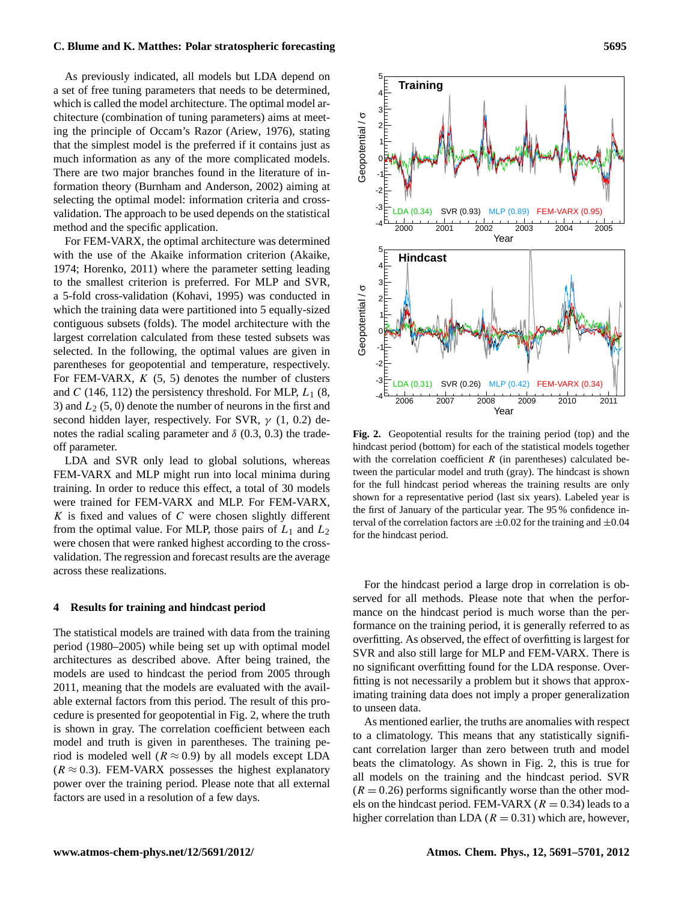As previously indicated, all models but LDA depend on a set of free tuning parameters that needs to be determined, which is called the model architecture. The optimal model architecture (combination of tuning parameters) aims at meeting the principle of Occam's Razor (Ariew, 1976), stating that the simplest model is the preferred if it contains just as much information as any of the more complicated models. There are two major branches found in the literature of information theory (Burnham and Anderson, 2002) aiming at selecting the optimal model: information criteria and cross-validation. The approach to be used depends on the statistical method and the specific application.

For FEM-VARX, the optimal architecture was determined with the use of the Akaike information criterion (Akaike, 1974; Horenko, 2011) where the parameter setting leading to the smallest criterion is preferred. For MLP and SVR, a 5-fold cross-validation (Kohavi, 1995) was conducted in which the training data were partitioned into 5 equally-sized contiguous subsets (folds). The model architecture with the largest correlation calculated from these tested subsets was selected. In the following, the optimal values are given in parentheses for geopotential and temperature, respectively. For FEM-VARX, $K$ (5, 5) denotes the number of clusters and $C$ (146, 112) the persistency threshold. For MLP, $L_1$ (8, 3) and $L_2$ (5, 0) denote the number of neurons in the first and second hidden layer, respectively. For SVR, $\gamma$ (1, 0.2) denotes the radial scaling parameter and $\delta$ (0.3, 0.3) the trade-off parameter.

LDA and SVR only lead to global solutions, whereas FEM-VARX and MLP might run into local minima during training. In order to reduce this effect, a total of 30 models were trained for FEM-VARX and MLP. For FEM-VARX, $K$ is fixed and values of $C$ were chosen slightly different from the optimal value. For MLP, those pairs of $L_1$ and $L_2$ were chosen that were ranked highest according to the cross-validation. The regression and forecast results are the average across these realizations.

## 4 Results for training and hindcast period

The statistical models are trained with data from the training period (1980–2005) while being set up with optimal model architectures as described above. After being trained, the models are used to hindcast the period from 2005 through 2011, meaning that the models are evaluated with the available external factors from this period. The result of this procedure is presented for geopotential in Fig. 2, where the truth is shown in gray. The correlation coefficient between each model and truth is given in parentheses. The training period is modeled well ($R \approx 0.9$) by all models except LDA ($R \approx 0.3$). FEM-VARX possesses the highest explanatory power over the training period. Please note that all external factors are used in a resolution of a few days.

**Fig. 2.** Geopotential results for the training period (top) and the hindcast period (bottom) for each of the statistical models together with the correlation coefficient $R$ (in parentheses) calculated between the particular model and truth (gray). The hindcast is shown for the full hindcast period whereas the training results are only shown for a representative period (last six years). Labeled year is the first of January of the particular year. The 95 % confidence interval of the correlation factors are $\pm 0.02$ for the training and $\pm 0.04$ for the hindcast period.

For the hindcast period a large drop in correlation is observed for all methods. Please note that when the performance on the hindcast period is much worse than the performance on the training period, it is generally referred to as overfitting. As observed, the effect of overfitting is largest for SVR and also still large for MLP and FEM-VARX. There is no significant overfitting found for the LDA response. Overfitting is not necessarily a problem but it shows that approximating training data does not imply a proper generalization to unseen data.

As mentioned earlier, the truths are anomalies with respect to a climatology. This means that any statistically significant correlation larger than zero between truth and model beats the climatology. As shown in Fig. 2, this is true for all models on the training and the hindcast period. SVR ($R = 0.26$) performs significantly worse than the other models on the hindcast period. FEM-VARX ($R = 0.34$) leads to a higher correlation than LDA ($R = 0.31$) which are, however,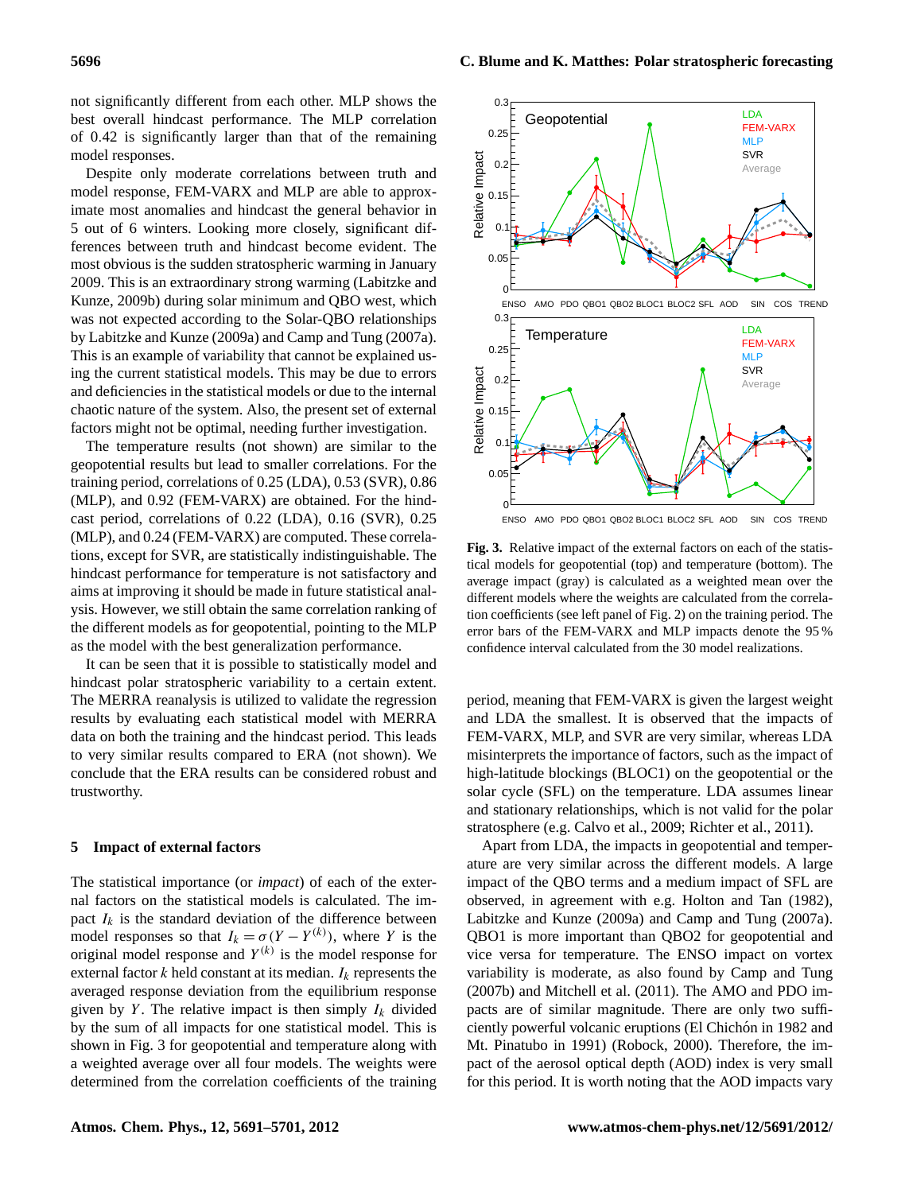not significantly different from each other. MLP shows the best overall hindcast performance. The MLP correlation of 0.42 is significantly larger than that of the remaining model responses.

Despite only moderate correlations between truth and model response, FEM-VARX and MLP are able to approximate most anomalies and hindcast the general behavior in 5 out of 6 winters. Looking more closely, significant differences between truth and hindcast become evident. The most obvious is the sudden stratospheric warming in January 2009. This is an extraordinary strong warming (Labitzke and Kunze, 2009b) during solar minimum and QBO west, which was not expected according to the Solar-QBO relationships by Labitzke and Kunze (2009a) and Camp and Tung (2007a). This is an example of variability that cannot be explained using the current statistical models. This may be due to errors and deficiencies in the statistical models or due to the internal chaotic nature of the system. Also, the present set of external factors might not be optimal, needing further investigation.

The temperature results (not shown) are similar to the geopotential results but lead to smaller correlations. For the training period, correlations of 0.25 (LDA), 0.53 (SVR), 0.86 (MLP), and 0.92 (FEM-VARX) are obtained. For the hindcast period, correlations of 0.22 (LDA), 0.16 (SVR), 0.25 (MLP), and 0.24 (FEM-VARX) are computed. These correlations, except for SVR, are statistically indistinguishable. The hindcast performance for temperature is not satisfactory and aims at improving it should be made in future statistical analysis. However, we still obtain the same correlation ranking of the different models as for geopotential, pointing to the MLP as the model with the best generalization performance.

It can be seen that it is possible to statistically model and hindcast polar stratospheric variability to a certain extent. The MERRA reanalysis is utilized to validate the regression results by evaluating each statistical model with MERRA data on both the training and the hindcast period. This leads to very similar results compared to ERA (not shown). We conclude that the ERA results can be considered robust and trustworthy.

## 5 Impact of external factors

The statistical importance (or *impact*) of each of the external factors on the statistical models is calculated. The impact $I_k$ is the standard deviation of the difference between model responses so that $I_k = \sigma(Y - Y^{(k)})$, where $Y$ is the original model response and $Y^{(k)}$ is the model response for external factor $k$ held constant at its median. $I_k$ represents the averaged response deviation from the equilibrium response given by $Y$. The relative impact is then simply $I_k$ divided by the sum of all impacts for one statistical model. This is shown in Fig. 3 for geopotential and temperature along with a weighted average over all four models. The weights were determined from the correlation coefficients of the training period, meaning that FEM-VARX is given the largest weight and LDA the smallest. It is observed that the impacts of FEM-VARX, MLP, and SVR are very similar, whereas LDA misinterprets the importance of factors, such as the impact of high-latitude blockings (BLOC1) on the geopotential or the solar cycle (SFL) on the temperature. LDA assumes linear and stationary relationships, which is not valid for the polar stratosphere (e.g. Calvo et al., 2009; Richter et al., 2011).

**Fig. 3.** Relative impact of the external factors on each of the statistical models for geopotential (top) and temperature (bottom). The average impact (gray) is calculated as a weighted mean over the different models where the weights are calculated from the correlation coefficients (see left panel of Fig. 2) on the training period. The error bars of the FEM-VARX and MLP impacts denote the 95 % confidence interval calculated from the 30 model realizations.

Apart from LDA, the impacts in geopotential and temperature are very similar across the different models. A large impact of the QBO terms and a medium impact of SFL are observed, in agreement with e.g. Holton and Tan (1982), Labitzke and Kunze (2009a) and Camp and Tung (2007a). QBO1 is more important than QBO2 for geopotential and vice versa for temperature. The ENSO impact on vortex variability is moderate, as also found by Camp and Tung (2007b) and Mitchell et al. (2011). The AMO and PDO impacts are of similar magnitude. There are only two sufficiently powerful volcanic eruptions (El Chichón in 1982 and Mt. Pinatubo in 1991) (Robock, 2000). Therefore, the impact of the aerosol optical depth (AOD) index is very small for this period. It is worth noting that the AOD impacts vary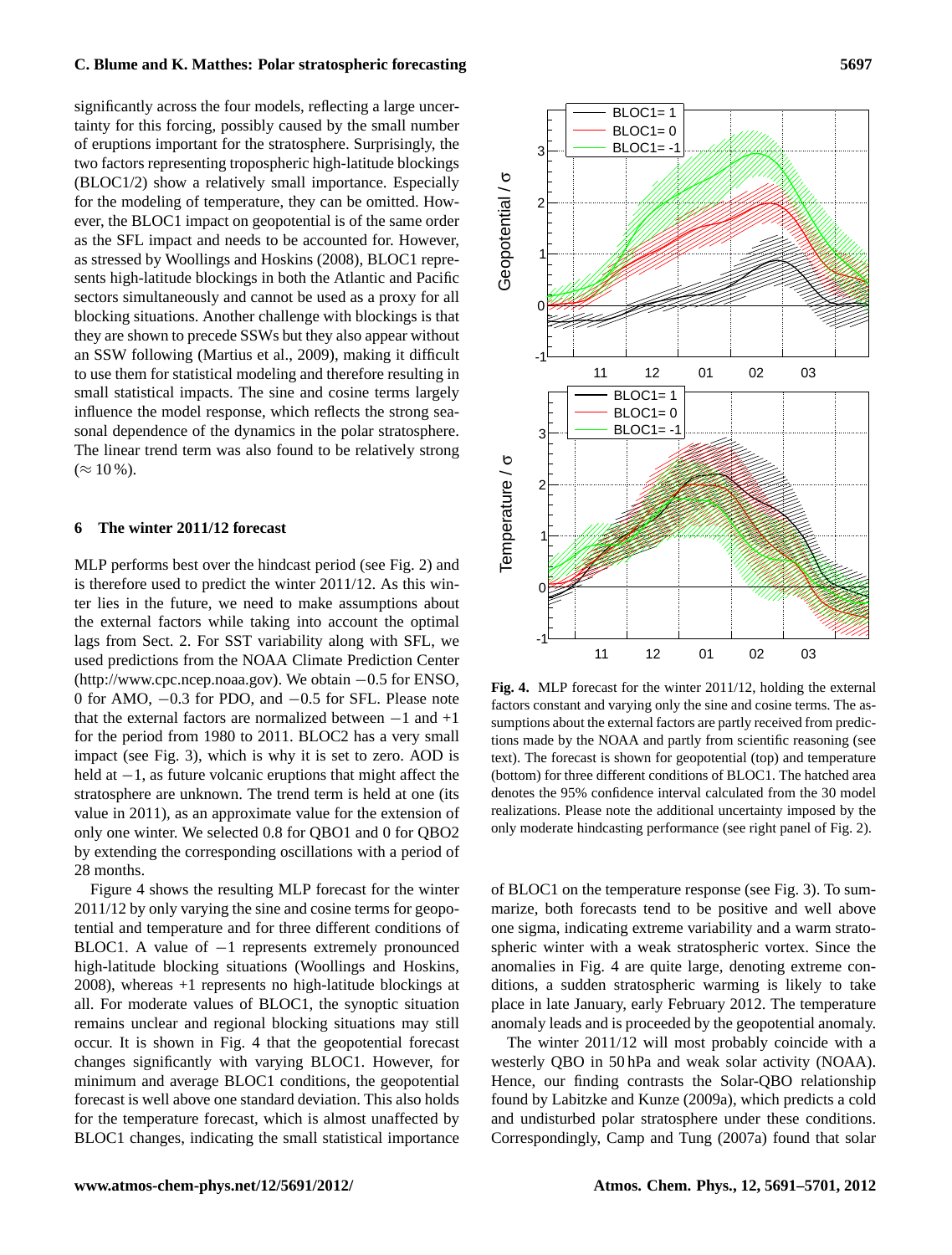significantly across the four models, reflecting a large uncertainty for this forcing, possibly caused by the small number of eruptions important for the stratosphere. Surprisingly, the two factors representing tropospheric high-latitude blockings (BLOC1/2) show a relatively small importance. Especially for the modeling of temperature, they can be omitted. However, the BLOC1 impact on geopotential is of the same order as the SFL impact and needs to be accounted for. However, as stressed by Woollings and Hoskins (2008), BLOC1 represents high-latitude blockings in both the Atlantic and Pacific sectors simultaneously and cannot be used as a proxy for all blocking situations. Another challenge with blockings is that they are shown to precede SSWs but they also appear without an SSW following (Martius et al., 2009), making it difficult to use them for statistical modeling and therefore resulting in small statistical impacts. The sine and cosine terms largely influence the model response, which reflects the strong seasonal dependence of the dynamics in the polar stratosphere. The linear trend term was also found to be relatively strong ($\approx 10\,\%$).

## 6 The winter 2011/12 forecast

MLP performs best over the hindcast period (see Fig. 2) and is therefore used to predict the winter 2011/12. As this winter lies in the future, we need to make assumptions about the external factors while taking into account the optimal lags from Sect. 2. For SST variability along with SFL, we used predictions from the NOAA Climate Prediction Center (http://www.cpc.ncep.noaa.gov). We obtain $-0.5$ for ENSO, 0 for AMO, $-0.3$ for PDO, and $-0.5$ for SFL. Please note that the external factors are normalized between $-1$ and +1 for the period from 1980 to 2011. BLOC2 has a very small impact (see Fig. 3), which is why it is set to zero. AOD is held at $-1$, as future volcanic eruptions that might affect the stratosphere are unknown. The trend term is held at one (its value in 2011), as an approximate value for the extension of only one winter. We selected 0.8 for QBO1 and 0 for QBO2 by extending the corresponding oscillations with a period of 28 months.

Figure 4 shows the resulting MLP forecast for the winter 2011/12 by only varying the sine and cosine terms for geopotential and temperature and for three different conditions of BLOC1. A value of $-1$ represents extremely pronounced high-latitude blocking situations (Woollings and Hoskins, 2008), whereas +1 represents no high-latitude blockings at all. For moderate values of BLOC1, the synoptic situation remains unclear and regional blocking situations may still occur. It is shown in Fig. 4 that the geopotential forecast changes significantly with varying BLOC1. However, for minimum and average BLOC1 conditions, the geopotential forecast is well above one standard deviation. This also holds for the temperature forecast, which is almost unaffected by BLOC1 changes, indicating the small statistical importance of BLOC1 on the temperature response (see Fig. 3). To summarize, both forecasts tend to be positive and well above one sigma, indicating extreme variability and a warm stratospheric winter with a weak stratospheric vortex. Since the anomalies in Fig. 4 are quite large, denoting extreme conditions, a sudden stratospheric warming is likely to take place in late January, early February 2012. The temperature anomaly leads and is proceeded by the geopotential anomaly.

**Fig. 4.** MLP forecast for the winter 2011/12, holding the external factors constant and varying only the sine and cosine terms. The assumptions about the external factors are partly received from predictions made by the NOAA and partly from scientific reasoning (see text). The forecast is shown for geopotential (top) and temperature (bottom) for three different conditions of BLOC1. The hatched area denotes the 95% confidence interval calculated from the 30 model realizations. Please note the additional uncertainty imposed by the only moderate hindcasting performance (see right panel of Fig. 2).

The winter 2011/12 will most probably coincide with a westerly QBO in 50 hPa and weak solar activity (NOAA). Hence, our finding contrasts the Solar-QBO relationship found by Labitzke and Kunze (2009a), which predicts a cold and undisturbed polar stratosphere under these conditions. Correspondingly, Camp and Tung (2007a) found that solar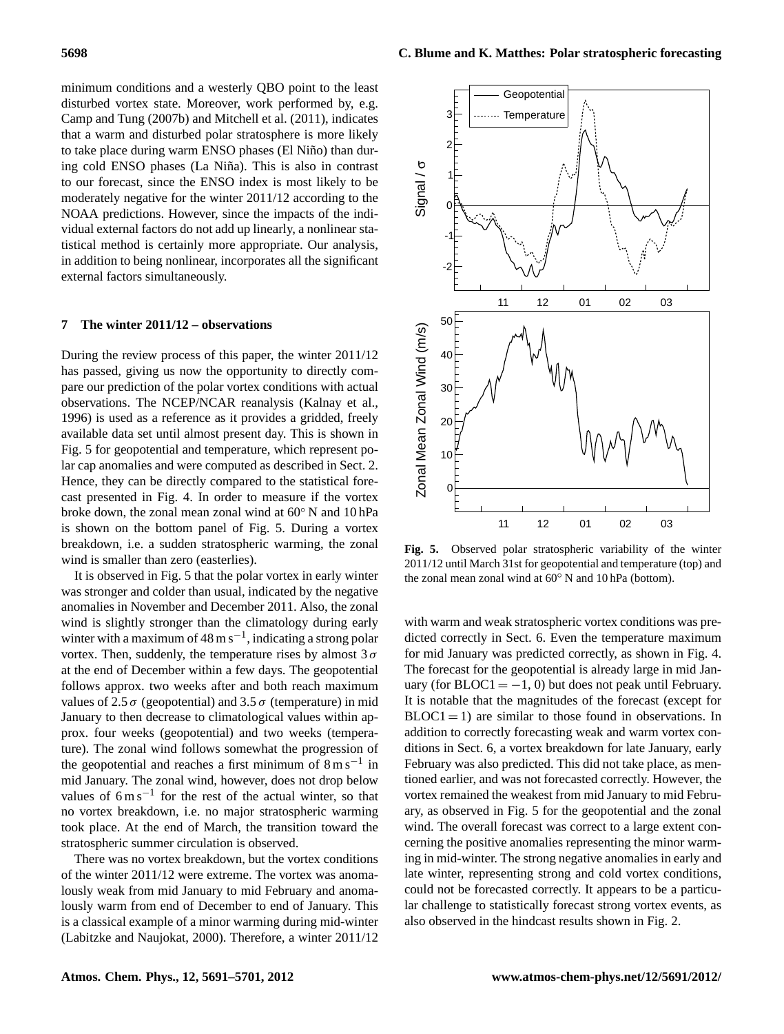minimum conditions and a westerly QBO point to the least disturbed vortex state. Moreover, work performed by, e.g. Camp and Tung (2007b) and Mitchell et al. (2011), indicates that a warm and disturbed polar stratosphere is more likely to take place during warm ENSO phases (El Niño) than during cold ENSO phases (La Niña). This is also in contrast to our forecast, since the ENSO index is most likely to be moderately negative for the winter 2011/12 according to the NOAA predictions. However, since the impacts of the individual external factors do not add up linearly, a nonlinear statistical method is certainly more appropriate. Our analysis, in addition to being nonlinear, incorporates all the significant external factors simultaneously.

## 7 The winter 2011/12 – observations

During the review process of this paper, the winter 2011/12 has passed, giving us now the opportunity to directly compare our prediction of the polar vortex conditions with actual observations. The NCEP/NCAR reanalysis (Kalnay et al., 1996) is used as a reference as it provides a gridded, freely available data set until almost present day. This is shown in Fig. 5 for geopotential and temperature, which represent polar cap anomalies and were computed as described in Sect. 2. Hence, they can be directly compared to the statistical forecast presented in Fig. 4. In order to measure if the vortex broke down, the zonal mean zonal wind at 60° N and 10 hPa is shown on the bottom panel of Fig. 5. During a vortex breakdown, i.e. a sudden stratospheric warming, the zonal wind is smaller than zero (easterlies).

It is observed in Fig. 5 that the polar vortex in early winter was stronger and colder than usual, indicated by the negative anomalies in November and December 2011. Also, the zonal wind is slightly stronger than the climatology during early winter with a maximum of $48\,\mathrm{m\,s^{-1}}$, indicating a strong polar vortex. Then, suddenly, the temperature rises by almost $3\,\sigma$ at the end of December within a few days. The geopotential follows approx. two weeks after and both reach maximum values of $2.5\,\sigma$ (geopotential) and $3.5\,\sigma$ (temperature) in mid January to then decrease to climatological values within approx. four weeks (geopotential) and two weeks (temperature). The zonal wind follows somewhat the progression of the geopotential and reaches a first minimum of $8\,\mathrm{m\,s^{-1}}$ in mid January. The zonal wind, however, does not drop below values of $6\,\mathrm{m\,s^{-1}}$ for the rest of the actual winter, so that no vortex breakdown, i.e. no major stratospheric warming took place. At the end of March, the transition toward the stratospheric summer circulation is observed.

There was no vortex breakdown, but the vortex conditions of the winter 2011/12 were extreme. The vortex was anomalously weak from mid January to mid February and anomalously warm from end of December to end of January. This is a classical example of a minor warming during mid-winter (Labitzke and Naujokat, 2000). Therefore, a winter 2011/12 with warm and weak stratospheric vortex conditions was predicted correctly in Sect. 6. Even the temperature maximum for mid January was predicted correctly, as shown in Fig. 4. The forecast for the geopotential is already large in mid January (for $\mathrm{BLOC1} = -1, 0$) but does not peak until February. It is notable that the magnitudes of the forecast (except for $\mathrm{BLOC1} = 1$) are similar to those found in observations. In addition to correctly forecasting weak and warm vortex conditions in Sect. 6, a vortex breakdown for late January, early February was also predicted. This did not take place, as mentioned earlier, and was not forecasted correctly. However, the vortex remained the weakest from mid January to mid February, as observed in Fig. 5 for the geopotential and the zonal wind. The overall forecast was correct to a large extent concerning the positive anomalies representing the minor warming in mid-winter. The strong negative anomalies in early and late winter, representing strong and cold vortex conditions, could not be forecasted correctly. It appears to be a particular challenge to statistically forecast strong vortex events, as also observed in the hindcast results shown in Fig. 2.

**Fig. 5.** Observed polar stratospheric variability of the winter 2011/12 until March 31st for geopotential and temperature (top) and the zonal mean zonal wind at 60° N and 10 hPa (bottom).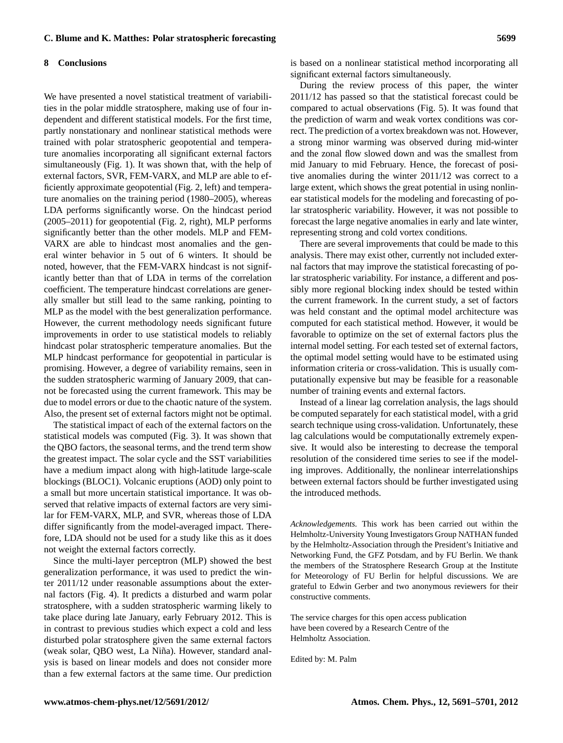## 8 Conclusions

We have presented a novel statistical treatment of variabilities in the polar middle stratosphere, making use of four independent and different statistical models. For the first time, partly nonstationary and nonlinear statistical methods were trained with polar stratospheric geopotential and temperature anomalies incorporating all significant external factors simultaneously (Fig. 1). It was shown that, with the help of external factors, SVR, FEM-VARX, and MLP are able to efficiently approximate geopotential (Fig. 2, left) and temperature anomalies on the training period (1980–2005), whereas LDA performs significantly worse. On the hindcast period (2005–2011) for geopotential (Fig. 2, right), MLP performs significantly better than the other models. MLP and FEM-VARX are able to hindcast most anomalies and the general winter behavior in 5 out of 6 winters. It should be noted, however, that the FEM-VARX hindcast is not significantly better than that of LDA in terms of the correlation coefficient. The temperature hindcast correlations are generally smaller but still lead to the same ranking, pointing to MLP as the model with the best generalization performance. However, the current methodology needs significant future improvements in order to use statistical models to reliably hindcast polar stratospheric temperature anomalies. But the MLP hindcast performance for geopotential in particular is promising. However, a degree of variability remains, seen in the sudden stratospheric warming of January 2009, that cannot be forecasted using the current framework. This may be due to model errors or due to the chaotic nature of the system. Also, the present set of external factors might not be optimal.

The statistical impact of each of the external factors on the statistical models was computed (Fig. 3). It was shown that the QBO factors, the seasonal terms, and the trend term show the greatest impact. The solar cycle and the SST variabilities have a medium impact along with high-latitude large-scale blockings (BLOC1). Volcanic eruptions (AOD) only point to a small but more uncertain statistical importance. It was observed that relative impacts of external factors are very similar for FEM-VARX, MLP, and SVR, whereas those of LDA differ significantly from the model-averaged impact. Therefore, LDA should not be used for a study like this as it does not weight the external factors correctly.

Since the multi-layer perceptron (MLP) showed the best generalization performance, it was used to predict the winter 2011/12 under reasonable assumptions about the external factors (Fig. 4). It predicts a disturbed and warm polar stratosphere, with a sudden stratospheric warming likely to take place during late January, early February 2012. This is in contrast to previous studies which expect a cold and less disturbed polar stratosphere given the same external factors (weak solar, QBO west, La Niña). However, standard analysis is based on linear models and does not consider more than a few external factors at the same time. Our prediction is based on a nonlinear statistical method incorporating all significant external factors simultaneously.

During the review process of this paper, the winter 2011/12 has passed so that the statistical forecast could be compared to actual observations (Fig. 5). It was found that the prediction of warm and weak vortex conditions was correct. The prediction of a vortex breakdown was not. However, a strong minor warming was observed during mid-winter and the zonal flow slowed down and was the smallest from mid January to mid February. Hence, the forecast of positive anomalies during the winter 2011/12 was correct to a large extent, which shows the great potential in using nonlinear statistical models for the modeling and forecasting of polar stratospheric variability. However, it was not possible to forecast the large negative anomalies in early and late winter, representing strong and cold vortex conditions.

There are several improvements that could be made to this analysis. There may exist other, currently not included external factors that may improve the statistical forecasting of polar stratospheric variability. For instance, a different and possibly more regional blocking index should be tested within the current framework. In the current study, a set of factors was held constant and the optimal model architecture was computed for each statistical method. However, it would be favorable to optimize on the set of external factors plus the internal model setting. For each tested set of external factors, the optimal model setting would have to be estimated using information criteria or cross-validation. This is usually computationally expensive but may be feasible for a reasonable number of training events and external factors.

Instead of a linear lag correlation analysis, the lags should be computed separately for each statistical model, with a grid search technique using cross-validation. Unfortunately, these lag calculations would be computationally extremely expensive. It would also be interesting to decrease the temporal resolution of the considered time series to see if the modeling improves. Additionally, the nonlinear interrelationships between external factors should be further investigated using the introduced methods.

*Acknowledgements.* This work has been carried out within the Helmholtz-University Young Investigators Group NATHAN funded by the Helmholtz-Association through the President's Initiative and Networking Fund, the GFZ Potsdam, and by FU Berlin. We thank the members of the Stratosphere Research Group at the Institute for Meteorology of FU Berlin for helpful discussions. We are grateful to Edwin Gerber and two anonymous reviewers for their constructive comments.

The service charges for this open access publication have been covered by a Research Centre of the Helmholtz Association.

Edited by: M. Palm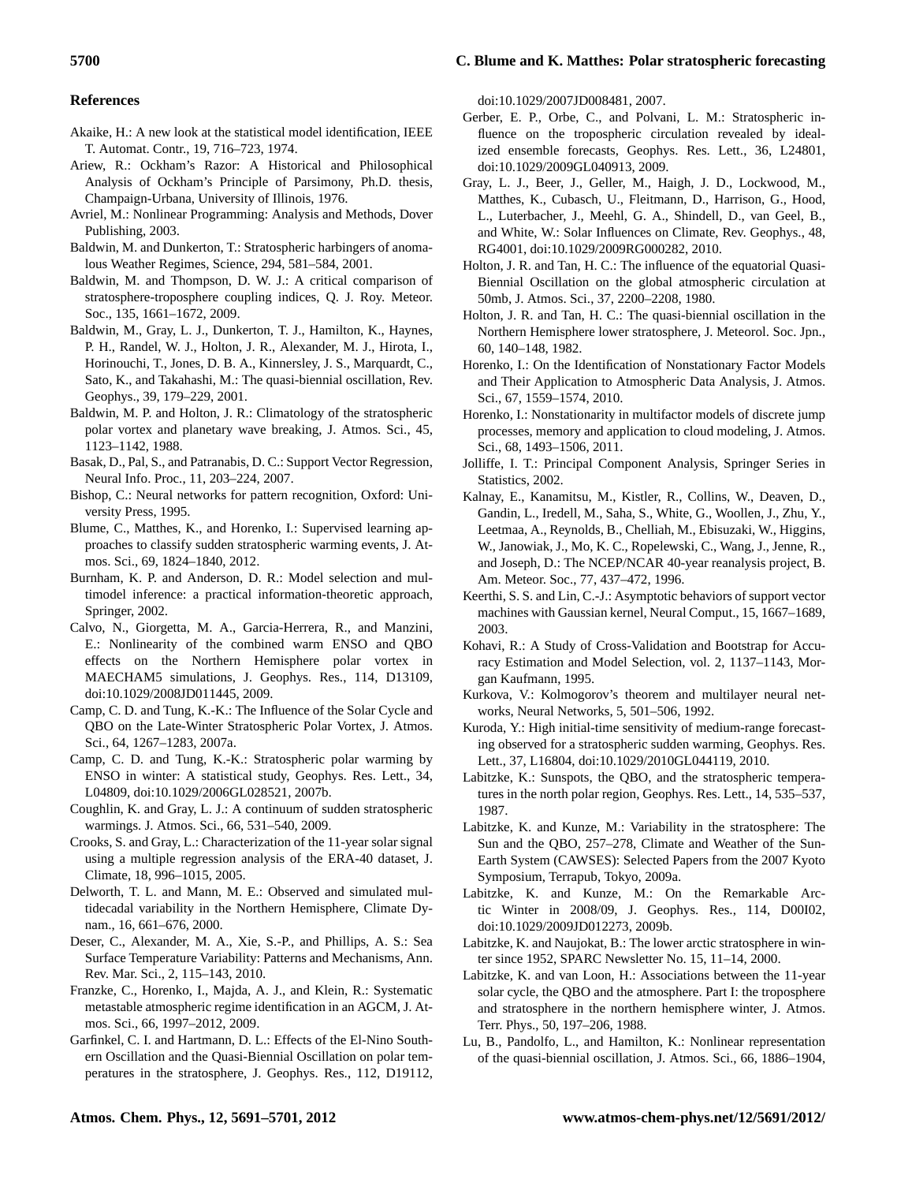## References

Akaike, H.: A new look at the statistical model identification, IEEE T. Automat. Contr., 19, 716–723, 1974.

Ariew, R.: Ockham's Razor: A Historical and Philosophical Analysis of Ockham's Principle of Parsimony, Ph.D. thesis, Champaign-Urbana, University of Illinois, 1976.

Avriel, M.: Nonlinear Programming: Analysis and Methods, Dover Publishing, 2003.

Baldwin, M. and Dunkerton, T.: Stratospheric harbingers of anomalous Weather Regimes, Science, 294, 581–584, 2001.

Baldwin, M. and Thompson, D. W. J.: A critical comparison of stratosphere-troposphere coupling indices, Q. J. Roy. Meteor. Soc., 135, 1661–1672, 2009.

Baldwin, M., Gray, L. J., Dunkerton, T. J., Hamilton, K., Haynes, P. H., Randel, W. J., Holton, J. R., Alexander, M. J., Hirota, I., Horinouchi, T., Jones, D. B. A., Kinnersley, J. S., Marquardt, C., Sato, K., and Takahashi, M.: The quasi-biennial oscillation, Rev. Geophys., 39, 179–229, 2001.

Baldwin, M. P. and Holton, J. R.: Climatology of the stratospheric polar vortex and planetary wave breaking, J. Atmos. Sci., 45, 1123–1142, 1988.

Basak, D., Pal, S., and Patranabis, D. C.: Support Vector Regression, Neural Info. Proc., 11, 203–224, 2007.

Bishop, C.: Neural networks for pattern recognition, Oxford: University Press, 1995.

Blume, C., Matthes, K., and Horenko, I.: Supervised learning approaches to classify sudden stratospheric warming events, J. Atmos. Sci., 69, 1824–1840, 2012.

Burnham, K. P. and Anderson, D. R.: Model selection and multimodel inference: a practical information-theoretic approach, Springer, 2002.

Calvo, N., Giorgetta, M. A., Garcia-Herrera, R., and Manzini, E.: Nonlinearity of the combined warm ENSO and QBO effects on the Northern Hemisphere polar vortex in MAECHAM5 simulations, J. Geophys. Res., 114, D13109, doi:10.1029/2008JD011445, 2009.

Camp, C. D. and Tung, K.-K.: The Influence of the Solar Cycle and QBO on the Late-Winter Stratospheric Polar Vortex, J. Atmos. Sci., 64, 1267–1283, 2007a.

Camp, C. D. and Tung, K.-K.: Stratospheric polar warming by ENSO in winter: A statistical study, Geophys. Res. Lett., 34, L04809, doi:10.1029/2006GL028521, 2007b.

Coughlin, K. and Gray, L. J.: A continuum of sudden stratospheric warmings. J. Atmos. Sci., 66, 531–540, 2009.

Crooks, S. and Gray, L.: Characterization of the 11-year solar signal using a multiple regression analysis of the ERA-40 dataset, J. Climate, 18, 996–1015, 2005.

Delworth, T. L. and Mann, M. E.: Observed and simulated multidecadal variability in the Northern Hemisphere, Climate Dynam., 16, 661–676, 2000.

Deser, C., Alexander, M. A., Xie, S.-P., and Phillips, A. S.: Sea Surface Temperature Variability: Patterns and Mechanisms, Ann. Rev. Mar. Sci., 2, 115–143, 2010.

Franzke, C., Horenko, I., Majda, A. J., and Klein, R.: Systematic metastable atmospheric regime identification in an AGCM, J. Atmos. Sci., 66, 1997–2012, 2009.

Garfinkel, C. I. and Hartmann, D. L.: Effects of the El-Nino Southern Oscillation and the Quasi-Biennial Oscillation on polar temperatures in the stratosphere, J. Geophys. Res., 112, D19112, doi:10.1029/2007JD008481, 2007.

Gerber, E. P., Orbe, C., and Polvani, L. M.: Stratospheric influence on the tropospheric circulation revealed by idealized ensemble forecasts, Geophys. Res. Lett., 36, L24801, doi:10.1029/2009GL040913, 2009.

Gray, L. J., Beer, J., Geller, M., Haigh, J. D., Lockwood, M., Matthes, K., Cubasch, U., Fleitmann, D., Harrison, G., Hood, L., Luterbacher, J., Meehl, G. A., Shindell, D., van Geel, B., and White, W.: Solar Influences on Climate, Rev. Geophys., 48, RG4001, doi:10.1029/2009RG000282, 2010.

Holton, J. R. and Tan, H. C.: The influence of the equatorial Quasi-Biennial Oscillation on the global atmospheric circulation at 50mb, J. Atmos. Sci., 37, 2200–2208, 1980.

Holton, J. R. and Tan, H. C.: The quasi-biennial oscillation in the Northern Hemisphere lower stratosphere, J. Meteorol. Soc. Jpn., 60, 140–148, 1982.

Horenko, I.: On the Identification of Nonstationary Factor Models and Their Application to Atmospheric Data Analysis, J. Atmos. Sci., 67, 1559–1574, 2010.

Horenko, I.: Nonstationarity in multifactor models of discrete jump processes, memory and application to cloud modeling, J. Atmos. Sci., 68, 1493–1506, 2011.

Jolliffe, I. T.: Principal Component Analysis, Springer Series in Statistics, 2002.

Kalnay, E., Kanamitsu, M., Kistler, R., Collins, W., Deaven, D., Gandin, L., Iredell, M., Saha, S., White, G., Woollen, J., Zhu, Y., Leetmaa, A., Reynolds, B., Chelliah, M., Ebisuzaki, W., Higgins, W., Janowiak, J., Mo, K. C., Ropelewski, C., Wang, J., Jenne, R., and Joseph, D.: The NCEP/NCAR 40-year reanalysis project, B. Am. Meteor. Soc., 77, 437–472, 1996.

Keerthi, S. S. and Lin, C.-J.: Asymptotic behaviors of support vector machines with Gaussian kernel, Neural Comput., 15, 1667–1689, 2003.

Kohavi, R.: A Study of Cross-Validation and Bootstrap for Accuracy Estimation and Model Selection, vol. 2, 1137–1143, Morgan Kaufmann, 1995.

Kurkova, V.: Kolmogorov's theorem and multilayer neural networks, Neural Networks, 5, 501–506, 1992.

Kuroda, Y.: High initial-time sensitivity of medium-range forecasting observed for a stratospheric sudden warming, Geophys. Res. Lett., 37, L16804, doi:10.1029/2010GL044119, 2010.

Labitzke, K.: Sunspots, the QBO, and the stratospheric temperatures in the north polar region, Geophys. Res. Lett., 14, 535–537, 1987.

Labitzke, K. and Kunze, M.: Variability in the stratosphere: The Sun and the QBO, 257–278, Climate and Weather of the Sun-Earth System (CAWSES): Selected Papers from the 2007 Kyoto Symposium, Terrapub, Tokyo, 2009a.

Labitzke, K. and Kunze, M.: On the Remarkable Arctic Winter in 2008/09, J. Geophys. Res., 114, D00I02, doi:10.1029/2009JD012273, 2009b.

Labitzke, K. and Naujokat, B.: The lower arctic stratosphere in winter since 1952, SPARC Newsletter No. 15, 11–14, 2000.

Labitzke, K. and van Loon, H.: Associations between the 11-year solar cycle, the QBO and the atmosphere. Part I: the troposphere and stratosphere in the northern hemisphere winter, J. Atmos. Terr. Phys., 50, 197–206, 1988.

Lu, B., Pandolfo, L., and Hamilton, K.: Nonlinear representation of the quasi-biennial oscillation, J. Atmos. Sci., 66, 1886–1904,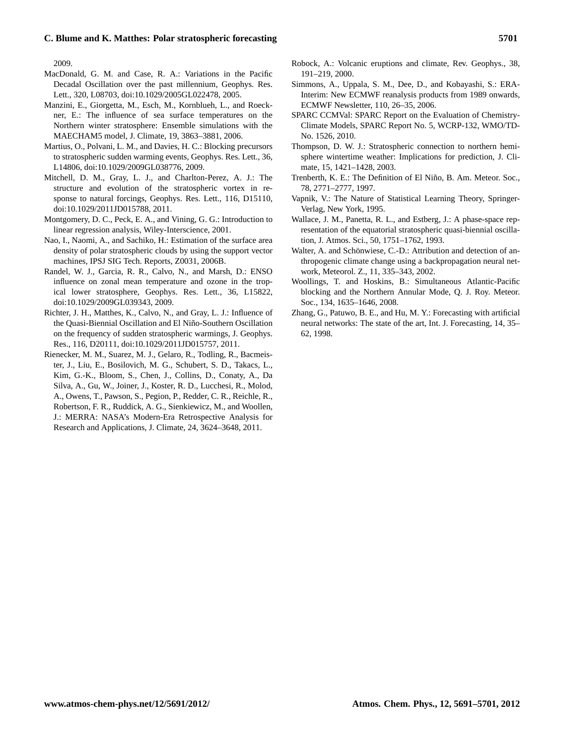2009.

MacDonald, G. M. and Case, R. A.: Variations in the Pacific Decadal Oscillation over the past millennium, Geophys. Res. Lett., 320, L08703, doi:10.1029/2005GL022478, 2005.

Manzini, E., Giorgetta, M., Esch, M., Kornblueh, L., and Roeckner, E.: The influence of sea surface temperatures on the Northern winter stratosphere: Ensemble simulations with the MAECHAM5 model, J. Climate, 19, 3863–3881, 2006.

Martius, O., Polvani, L. M., and Davies, H. C.: Blocking precursors to stratospheric sudden warming events, Geophys. Res. Lett., 36, L14806, doi:10.1029/2009GL038776, 2009.

Mitchell, D. M., Gray, L. J., and Charlton-Perez, A. J.: The structure and evolution of the stratospheric vortex in response to natural forcings, Geophys. Res. Lett., 116, D15110, doi:10.1029/2011JD015788, 2011.

Montgomery, D. C., Peck, E. A., and Vining, G. G.: Introduction to linear regression analysis, Wiley-Interscience, 2001.

Nao, I., Naomi, A., and Sachiko, H.: Estimation of the surface area density of polar stratospheric clouds by using the support vector machines, IPSJ SIG Tech. Reports, Z0031, 2006B.

Randel, W. J., Garcia, R. R., Calvo, N., and Marsh, D.: ENSO influence on zonal mean temperature and ozone in the tropical lower stratosphere, Geophys. Res. Lett., 36, L15822, doi:10.1029/2009GL039343, 2009.

Richter, J. H., Matthes, K., Calvo, N., and Gray, L. J.: Influence of the Quasi-Biennial Oscillation and El Niño-Southern Oscillation on the frequency of sudden stratospheric warmings, J. Geophys. Res., 116, D20111, doi:10.1029/2011JD015757, 2011.

Rienecker, M. M., Suarez, M. J., Gelaro, R., Todling, R., Bacmeister, J., Liu, E., Bosilovich, M. G., Schubert, S. D., Takacs, L., Kim, G.-K., Bloom, S., Chen, J., Collins, D., Conaty, A., Da Silva, A., Gu, W., Joiner, J., Koster, R. D., Lucchesi, R., Molod, A., Owens, T., Pawson, S., Pegion, P., Redder, C. R., Reichle, R., Robertson, F. R., Ruddick, A. G., Sienkiewicz, M., and Woollen, J.: MERRA: NASA's Modern-Era Retrospective Analysis for Research and Applications, J. Climate, 24, 3624–3648, 2011.

Robock, A.: Volcanic eruptions and climate, Rev. Geophys., 38, 191–219, 2000.

Simmons, A., Uppala, S. M., Dee, D., and Kobayashi, S.: ERA-Interim: New ECMWF reanalysis products from 1989 onwards, ECMWF Newsletter, 110, 26–35, 2006.

SPARC CCMVal: SPARC Report on the Evaluation of Chemistry-Climate Models, SPARC Report No. 5, WCRP-132, WMO/TD-No. 1526, 2010.

Thompson, D. W. J.: Stratospheric connection to northern hemisphere wintertime weather: Implications for prediction, J. Climate, 15, 1421–1428, 2003.

Trenberth, K. E.: The Definition of El Niño, B. Am. Meteor. Soc., 78, 2771–2777, 1997.

Vapnik, V.: The Nature of Statistical Learning Theory, Springer-Verlag, New York, 1995.

Wallace, J. M., Panetta, R. L., and Estberg, J.: A phase-space representation of the equatorial stratospheric quasi-biennial oscillation, J. Atmos. Sci., 50, 1751–1762, 1993.

Walter, A. and Schönwiese, C.-D.: Attribution and detection of anthropogenic climate change using a backpropagation neural network, Meteorol. Z., 11, 335–343, 2002.

Woollings, T. and Hoskins, B.: Simultaneous Atlantic-Pacific blocking and the Northern Annular Mode, Q. J. Roy. Meteor. Soc., 134, 1635–1646, 2008.

Zhang, G., Patuwo, B. E., and Hu, M. Y.: Forecasting with artificial neural networks: The state of the art, Int. J. Forecasting, 14, 35–62, 1998.